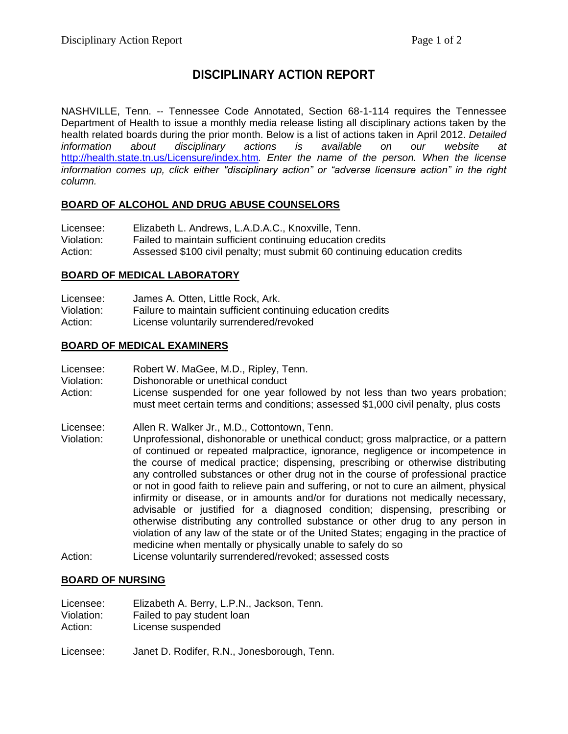# DISCIPLINARY ACTION REPORT

NASHVILLE, Tenn. -- Tennessee Code Annotated, Section 68-1-114 requires the Tennessee Department of Health to issue a monthly media release listing all disciplinary actions taken by the health related boards during the prior month. Below is a list of actions taken in April 2012. *Detailed information about disciplinary actions is available on our website at* http://health.state.tn.us/Licensure/index.htm*. Enter the name of the person. When the license information comes up, click either "disciplinary action" or "adverse licensure action" in the right column.*

## BOARD OF ALCOHOL AND DRUG ABUSE COUNSELORS

Licensee: Elizabeth L. Andrews, L.A.D.A.C., Knoxville, Tenn.
Violation: Failed to maintain sufficient continuing education credits
Action: Assessed $100 civil penalty; must submit 60 continuing education credits

## BOARD OF MEDICAL LABORATORY

Licensee: James A. Otten, Little Rock, Ark.
Violation: Failure to maintain sufficient continuing education credits
Action: License voluntarily surrendered/revoked

## BOARD OF MEDICAL EXAMINERS

Licensee: Robert W. MaGee, M.D., Ripley, Tenn.
Violation: Dishonorable or unethical conduct
Action: License suspended for one year followed by not less than two years probation; must meet certain terms and conditions; assessed $1,000 civil penalty, plus costs

Licensee: Allen R. Walker Jr., M.D., Cottontown, Tenn.
Violation: Unprofessional, dishonorable or unethical conduct; gross malpractice, or a pattern of continued or repeated malpractice, ignorance, negligence or incompetence in the course of medical practice; dispensing, prescribing or otherwise distributing any controlled substances or other drug not in the course of professional practice or not in good faith to relieve pain and suffering, or not to cure an ailment, physical infirmity or disease, or in amounts and/or for durations not medically necessary, advisable or justified for a diagnosed condition; dispensing, prescribing or otherwise distributing any controlled substance or other drug to any person in violation of any law of the state or of the United States; engaging in the practice of medicine when mentally or physically unable to safely do so
Action: License voluntarily surrendered/revoked; assessed costs

## BOARD OF NURSING

Licensee: Elizabeth A. Berry, L.P.N., Jackson, Tenn.
Violation: Failed to pay student loan
Action: License suspended

Licensee: Janet D. Rodifer, R.N., Jonesborough, Tenn.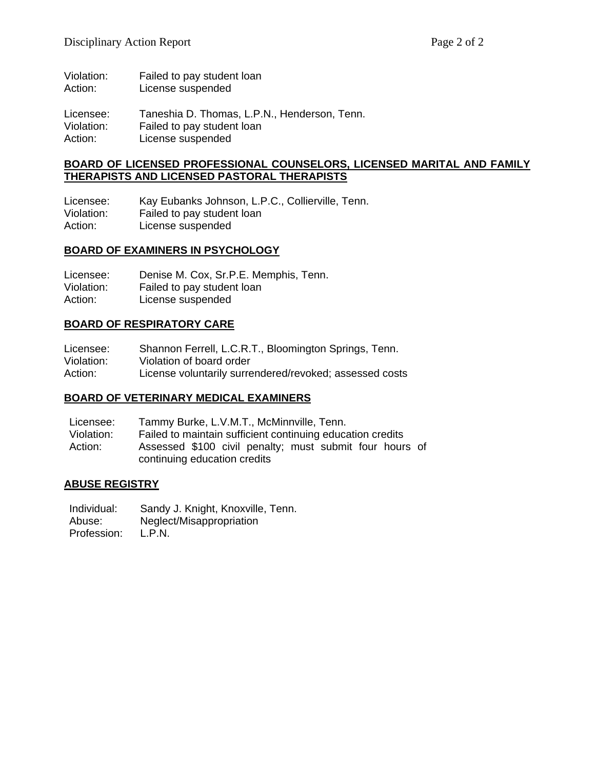Violation: Failed to pay student loan
Action: License suspended

Licensee: Taneshia D. Thomas, L.P.N., Henderson, Tenn.
Violation: Failed to pay student loan
Action: License suspended

## BOARD OF LICENSED PROFESSIONAL COUNSELORS, LICENSED MARITAL AND FAMILY THERAPISTS AND LICENSED PASTORAL THERAPISTS

Licensee: Kay Eubanks Johnson, L.P.C., Collierville, Tenn.
Violation: Failed to pay student loan
Action: License suspended

## BOARD OF EXAMINERS IN PSYCHOLOGY

Licensee: Denise M. Cox, Sr.P.E. Memphis, Tenn.
Violation: Failed to pay student loan
Action: License suspended

## BOARD OF RESPIRATORY CARE

Licensee: Shannon Ferrell, L.C.R.T., Bloomington Springs, Tenn.
Violation: Violation of board order
Action: License voluntarily surrendered/revoked; assessed costs

## BOARD OF VETERINARY MEDICAL EXAMINERS

Licensee: Tammy Burke, L.V.M.T., McMinnville, Tenn.
Violation: Failed to maintain sufficient continuing education credits
Action: Assessed $100 civil penalty; must submit four hours of continuing education credits

## ABUSE REGISTRY

Individual: Sandy J. Knight, Knoxville, Tenn.
Abuse: Neglect/Misappropriation
Profession: L.P.N.